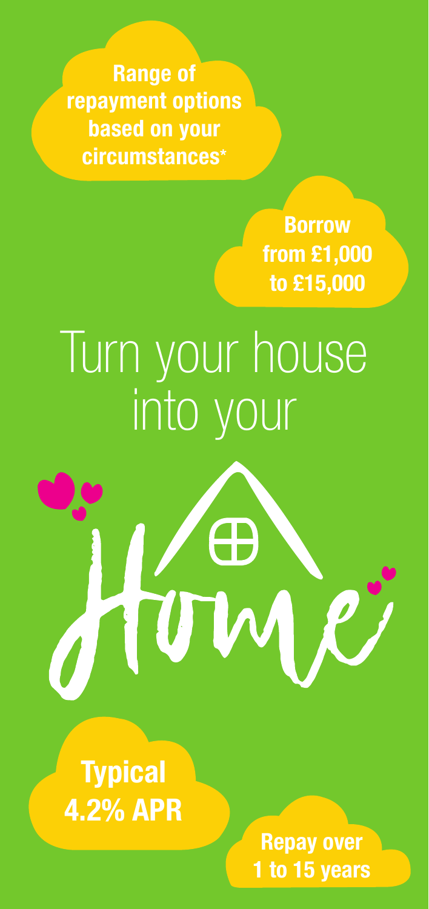**Range of repayment options based on your circumstances***

**Borrow from £1,000 to £15,000**

# Turn your house into your Home

**Typical 4.2% APR**

**Repay over 1 to 15 years**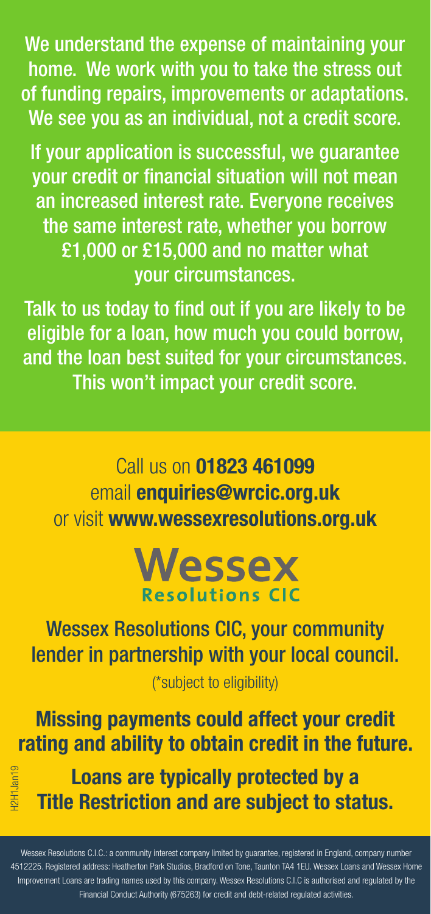We understand the expense of maintaining your home. We work with you to take the stress out of funding repairs, improvements or adaptations. We see you as an individual, not a credit score.

If your application is successful, we guarantee your credit or financial situation will not mean an increased interest rate. Everyone receives the same interest rate, whether you borrow £1,000 or £15,000 and no matter what your circumstances.

Talk to us today to find out if you are likely to be eligible for a loan, how much you could borrow, and the loan best suited for your circumstances. This won't impact your credit score.

Call us on **01823 461099**
email **enquiries@wrcic.org.uk**
or visit **www.wessexresolutions.org.uk**

**Wessex**
**Resolutions CIC**

Wessex Resolutions CIC, your community lender in partnership with your local council.

(*subject to eligibility)

**Missing payments could affect your credit rating and ability to obtain credit in the future.**

**Loans are typically protected by a Title Restriction and are subject to status.**

H2H1Jan19

Wessex Resolutions C.I.C.: a community interest company limited by guarantee, registered in England, company number 4512225. Registered address: Heatherton Park Studios, Bradford on Tone, Taunton TA4 1EU. Wessex Loans and Wessex Home Improvement Loans are trading names used by this company. Wessex Resolutions C.I.C is authorised and regulated by the Financial Conduct Authority (675263) for credit and debt-related regulated activities.